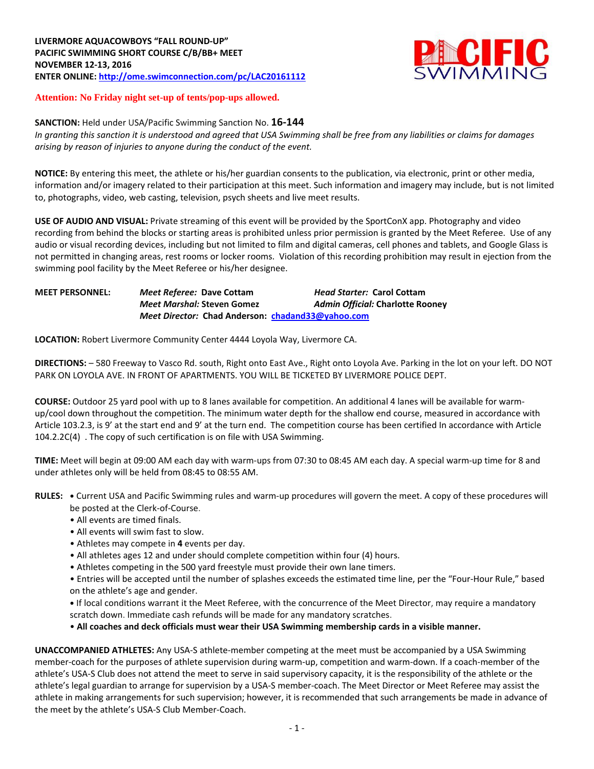**LIVERMORE AQUACOWBOYS "FALL ROUND-UP"**
**PACIFIC SWIMMING SHORT COURSE C/B/BB+ MEET**
**NOVEMBER 12-13, 2016**
**ENTER ONLINE: [http://ome.swimconnection.com/pc/LAC20161112](http://ome.swimconnection.com/pc/LAC20161112)**

**Attention: No Friday night set-up of tents/pop-ups allowed.**

**SANCTION:** Held under USA/Pacific Swimming Sanction No. **16-144**
*In granting this sanction it is understood and agreed that USA Swimming shall be free from any liabilities or claims for damages arising by reason of injuries to anyone during the conduct of the event.*

**NOTICE:** By entering this meet, the athlete or his/her guardian consents to the publication, via electronic, print or other media, information and/or imagery related to their participation at this meet. Such information and imagery may include, but is not limited to, photographs, video, web casting, television, psych sheets and live meet results.

**USE OF AUDIO AND VISUAL:** Private streaming of this event will be provided by the SportConX app. Photography and video recording from behind the blocks or starting areas is prohibited unless prior permission is granted by the Meet Referee. Use of any audio or visual recording devices, including but not limited to film and digital cameras, cell phones and tablets, and Google Glass is not permitted in changing areas, rest rooms or locker rooms. Violation of this recording prohibition may result in ejection from the swimming pool facility by the Meet Referee or his/her designee.

**MEET PERSONNEL:** *Meet Referee:* **Dave Cottam** *Head Starter:* **Carol Cottam**
*Meet Marshal:* **Steven Gomez** *Admin Official:* **Charlotte Rooney**
*Meet Director:* **Chad Anderson: [chadand33@yahoo.com](mailto:chadand33@yahoo.com)**

**LOCATION:** Robert Livermore Community Center 4444 Loyola Way, Livermore CA.

**DIRECTIONS:** – 580 Freeway to Vasco Rd. south, Right onto East Ave., Right onto Loyola Ave. Parking in the lot on your left. DO NOT PARK ON LOYOLA AVE. IN FRONT OF APARTMENTS. YOU WILL BE TICKETED BY LIVERMORE POLICE DEPT.

**COURSE:** Outdoor 25 yard pool with up to 8 lanes available for competition. An additional 4 lanes will be available for warm-up/cool down throughout the competition. The minimum water depth for the shallow end course, measured in accordance with Article 103.2.3, is 9' at the start end and 9' at the turn end. The competition course has been certified In accordance with Article 104.2.2C(4) . The copy of such certification is on file with USA Swimming.

**TIME:** Meet will begin at 09:00 AM each day with warm-ups from 07:30 to 08:45 AM each day. A special warm-up time for 8 and under athletes only will be held from 08:45 to 08:55 AM.

**RULES:**
- Current USA and Pacific Swimming rules and warm-up procedures will govern the meet. A copy of these procedures will be posted at the Clerk-of-Course.
- All events are timed finals.
- All events will swim fast to slow.
- Athletes may compete in **4** events per day.
- All athletes ages 12 and under should complete competition within four (4) hours.
- Athletes competing in the 500 yard freestyle must provide their own lane timers.
- Entries will be accepted until the number of splashes exceeds the estimated time line, per the "Four-Hour Rule," based on the athlete's age and gender.
- If local conditions warrant it the Meet Referee, with the concurrence of the Meet Director, may require a mandatory scratch down. Immediate cash refunds will be made for any mandatory scratches.
- **All coaches and deck officials must wear their USA Swimming membership cards in a visible manner.**

**UNACCOMPANIED ATHLETES:** Any USA-S athlete-member competing at the meet must be accompanied by a USA Swimming member-coach for the purposes of athlete supervision during warm-up, competition and warm-down. If a coach-member of the athlete's USA-S Club does not attend the meet to serve in said supervisory capacity, it is the responsibility of the athlete or the athlete's legal guardian to arrange for supervision by a USA-S member-coach. The Meet Director or Meet Referee may assist the athlete in making arrangements for such supervision; however, it is recommended that such arrangements be made in advance of the meet by the athlete's USA-S Club Member-Coach.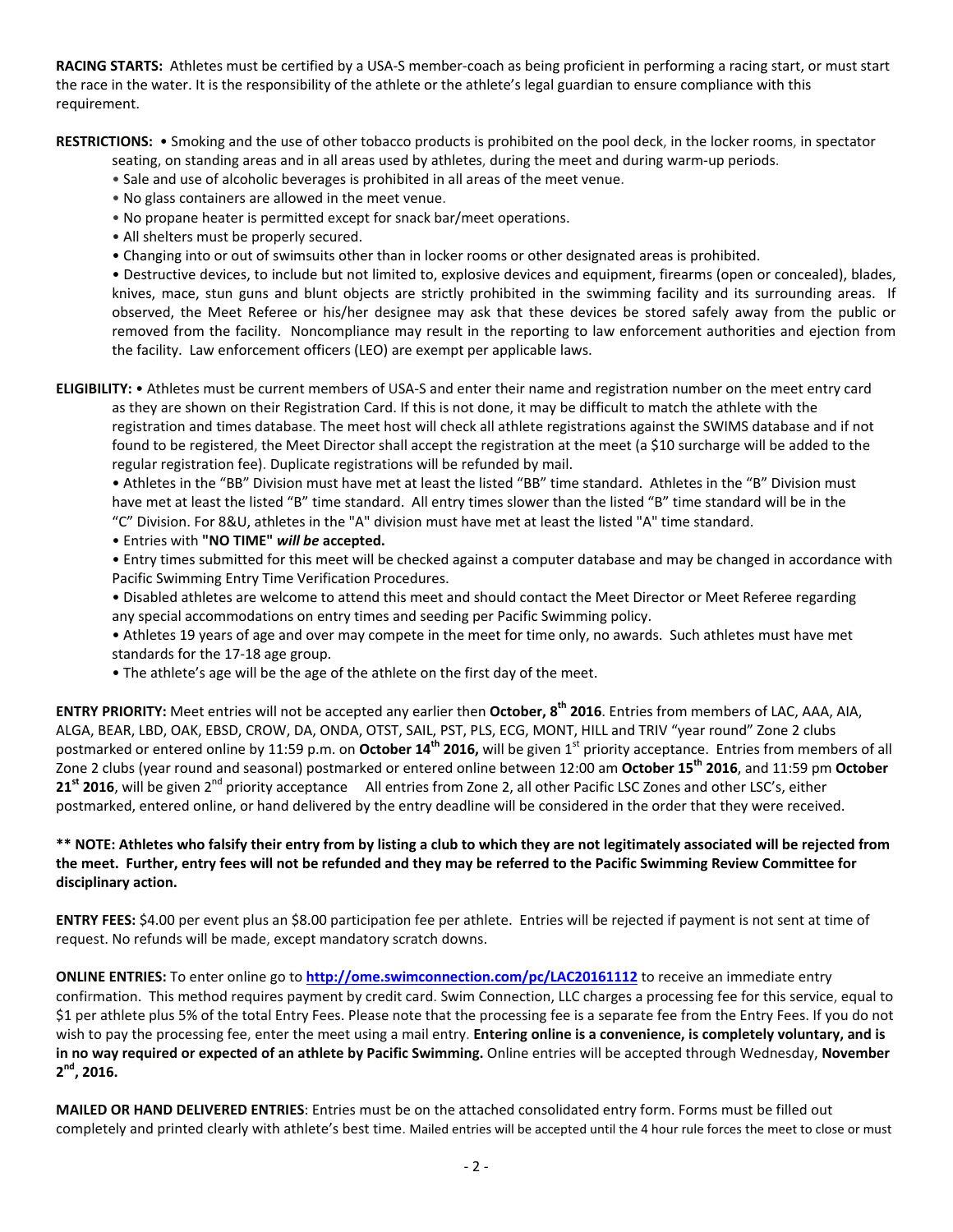**RACING STARTS:** Athletes must be certified by a USA-S member-coach as being proficient in performing a racing start, or must start the race in the water. It is the responsibility of the athlete or the athlete's legal guardian to ensure compliance with this requirement.

**RESTRICTIONS:** • Smoking and the use of other tobacco products is prohibited on the pool deck, in the locker rooms, in spectator seating, on standing areas and in all areas used by athletes, during the meet and during warm-up periods.

- Sale and use of alcoholic beverages is prohibited in all areas of the meet venue.
- No glass containers are allowed in the meet venue.
- No propane heater is permitted except for snack bar/meet operations.
- All shelters must be properly secured.
- Changing into or out of swimsuits other than in locker rooms or other designated areas is prohibited.
- Destructive devices, to include but not limited to, explosive devices and equipment, firearms (open or concealed), blades, knives, mace, stun guns and blunt objects are strictly prohibited in the swimming facility and its surrounding areas. If observed, the Meet Referee or his/her designee may ask that these devices be stored safely away from the public or removed from the facility. Noncompliance may result in the reporting to law enforcement authorities and ejection from the facility. Law enforcement officers (LEO) are exempt per applicable laws.

**ELIGIBILITY:** • Athletes must be current members of USA-S and enter their name and registration number on the meet entry card as they are shown on their Registration Card. If this is not done, it may be difficult to match the athlete with the registration and times database. The meet host will check all athlete registrations against the SWIMS database and if not found to be registered, the Meet Director shall accept the registration at the meet (a $10 surcharge will be added to the regular registration fee). Duplicate registrations will be refunded by mail.

- Athletes in the "BB" Division must have met at least the listed "BB" time standard. Athletes in the "B" Division must have met at least the listed "B" time standard. All entry times slower than the listed "B" time standard will be in the "C" Division. For 8&U, athletes in the "A" division must have met at least the listed "A" time standard.
- Entries with **"NO TIME"** ***will be*** **accepted.**
- Entry times submitted for this meet will be checked against a computer database and may be changed in accordance with Pacific Swimming Entry Time Verification Procedures.
- Disabled athletes are welcome to attend this meet and should contact the Meet Director or Meet Referee regarding any special accommodations on entry times and seeding per Pacific Swimming policy.
- Athletes 19 years of age and over may compete in the meet for time only, no awards. Such athletes must have met standards for the 17-18 age group.
- The athlete's age will be the age of the athlete on the first day of the meet.

**ENTRY PRIORITY:** Meet entries will not be accepted any earlier then **October, 8th 2016**. Entries from members of LAC, AAA, AIA, ALGA, BEAR, LBD, OAK, EBSD, CROW, DA, ONDA, OTST, SAIL, PST, PLS, ECG, MONT, HILL and TRIV "year round" Zone 2 clubs postmarked or entered online by 11:59 p.m. on **October 14th 2016,** will be given 1st priority acceptance. Entries from members of all Zone 2 clubs (year round and seasonal) postmarked or entered online between 12:00 am **October 15th 2016**, and 11:59 pm **October 21st 2016**, will be given 2nd priority acceptance All entries from Zone 2, all other Pacific LSC Zones and other LSC's, either postmarked, entered online, or hand delivered by the entry deadline will be considered in the order that they were received.

**\*\* NOTE: Athletes who falsify their entry from by listing a club to which they are not legitimately associated will be rejected from the meet. Further, entry fees will not be refunded and they may be referred to the Pacific Swimming Review Committee for disciplinary action.**

**ENTRY FEES:** $4.00 per event plus an $8.00 participation fee per athlete. Entries will be rejected if payment is not sent at time of request. No refunds will be made, except mandatory scratch downs.

**ONLINE ENTRIES:** To enter online go to **http://ome.swimconnection.com/pc/LAC20161112** to receive an immediate entry confirmation. This method requires payment by credit card. Swim Connection, LLC charges a processing fee for this service, equal to $1 per athlete plus 5% of the total Entry Fees. Please note that the processing fee is a separate fee from the Entry Fees. If you do not wish to pay the processing fee, enter the meet using a mail entry. **Entering online is a convenience, is completely voluntary, and is in no way required or expected of an athlete by Pacific Swimming.** Online entries will be accepted through Wednesday, **November 2nd, 2016.**

**MAILED OR HAND DELIVERED ENTRIES**: Entries must be on the attached consolidated entry form. Forms must be filled out completely and printed clearly with athlete's best time. Mailed entries will be accepted until the 4 hour rule forces the meet to close or must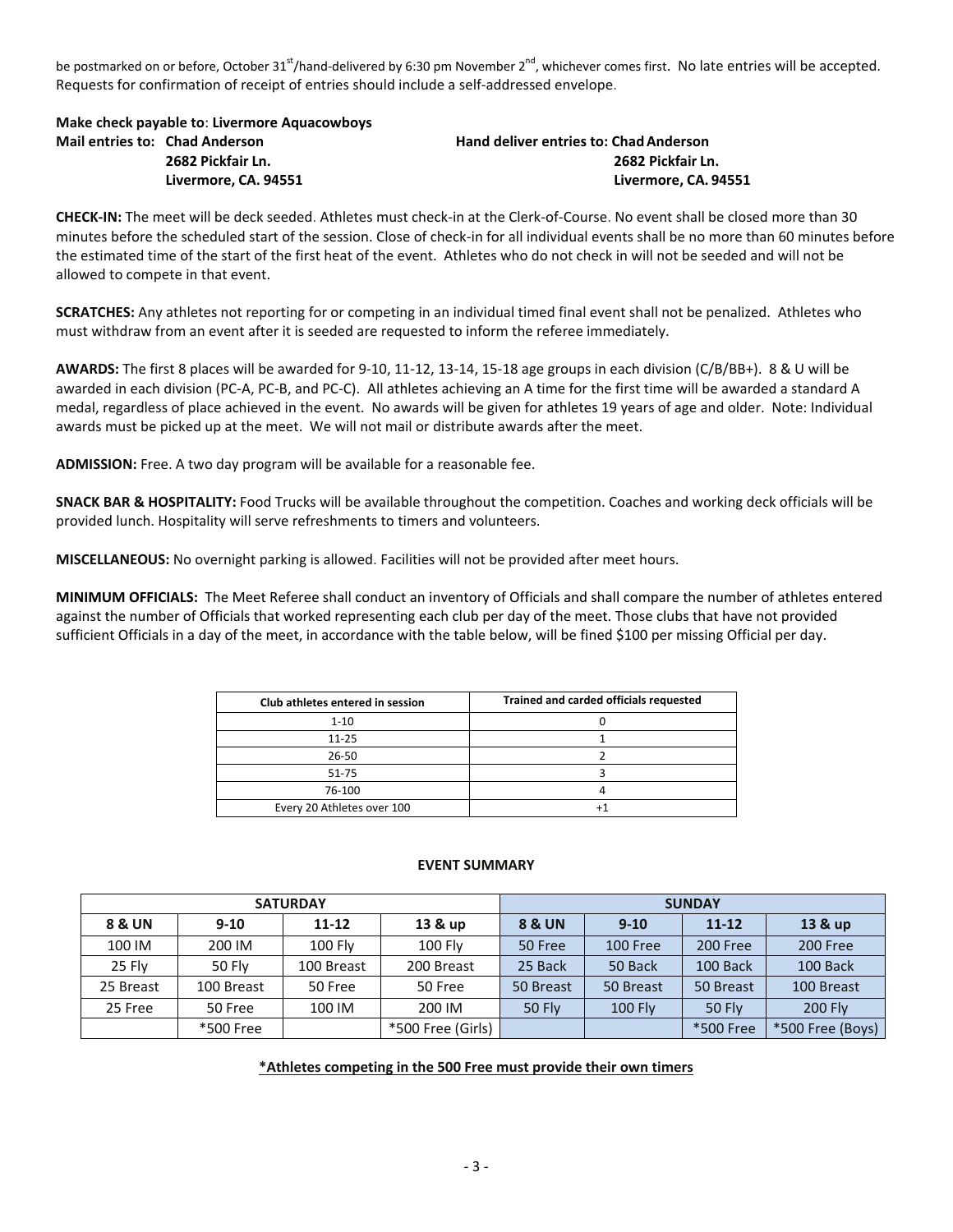be postmarked on or before, October 31st/hand-delivered by 6:30 pm November 2nd, whichever comes first. No late entries will be accepted. Requests for confirmation of receipt of entries should include a self-addressed envelope.

**Make check payable to**: **Livermore Aquacowboys**

**Mail entries to: Chad Anderson**
**2682 Pickfair Ln.**
**Livermore, CA. 94551**

**Hand deliver entries to: Chad Anderson**
**2682 Pickfair Ln.**
**Livermore, CA. 94551**

**CHECK-IN:** The meet will be deck seeded. Athletes must check-in at the Clerk-of-Course. No event shall be closed more than 30 minutes before the scheduled start of the session. Close of check-in for all individual events shall be no more than 60 minutes before the estimated time of the start of the first heat of the event. Athletes who do not check in will not be seeded and will not be allowed to compete in that event.

**SCRATCHES:** Any athletes not reporting for or competing in an individual timed final event shall not be penalized. Athletes who must withdraw from an event after it is seeded are requested to inform the referee immediately.

**AWARDS:** The first 8 places will be awarded for 9-10, 11-12, 13-14, 15-18 age groups in each division (C/B/BB+). 8 & U will be awarded in each division (PC-A, PC-B, and PC-C). All athletes achieving an A time for the first time will be awarded a standard A medal, regardless of place achieved in the event. No awards will be given for athletes 19 years of age and older. Note: Individual awards must be picked up at the meet. We will not mail or distribute awards after the meet.

**ADMISSION:** Free. A two day program will be available for a reasonable fee.

**SNACK BAR & HOSPITALITY:** Food Trucks will be available throughout the competition. Coaches and working deck officials will be provided lunch. Hospitality will serve refreshments to timers and volunteers.

**MISCELLANEOUS:** No overnight parking is allowed. Facilities will not be provided after meet hours.

**MINIMUM OFFICIALS:** The Meet Referee shall conduct an inventory of Officials and shall compare the number of athletes entered against the number of Officials that worked representing each club per day of the meet. Those clubs that have not provided sufficient Officials in a day of the meet, in accordance with the table below, will be fined $100 per missing Official per day.

| Club athletes entered in session | Trained and carded officials requested |
|---|---|
| 1-10 | 0 |
| 11-25 | 1 |
| 26-50 | 2 |
| 51-75 | 3 |
| 76-100 | 4 |
| Every 20 Athletes over 100 | +1 |

**EVENT SUMMARY**

| SATURDAY | | | | SUNDAY | | | |
|---|---|---|---|---|---|---|---|
| **8 & UN** | **9-10** | **11-12** | **13 & up** | **8 & UN** | **9-10** | **11-12** | **13 & up** |
| 100 IM | 200 IM | 100 Fly | 100 Fly | 50 Free | 100 Free | 200 Free | 200 Free |
| 25 Fly | 50 Fly | 100 Breast | 200 Breast | 25 Back | 50 Back | 100 Back | 100 Back |
| 25 Breast | 100 Breast | 50 Free | 50 Free | 50 Breast | 50 Breast | 50 Breast | 100 Breast |
| 25 Free | 50 Free | 100 IM | 200 IM | 50 Fly | 100 Fly | 50 Fly | 200 Fly |
| | *500 Free | | *500 Free (Girls) | | | *500 Free | *500 Free (Boys) |

**<u>*Athletes competing in the 500 Free must provide their own timers</u>**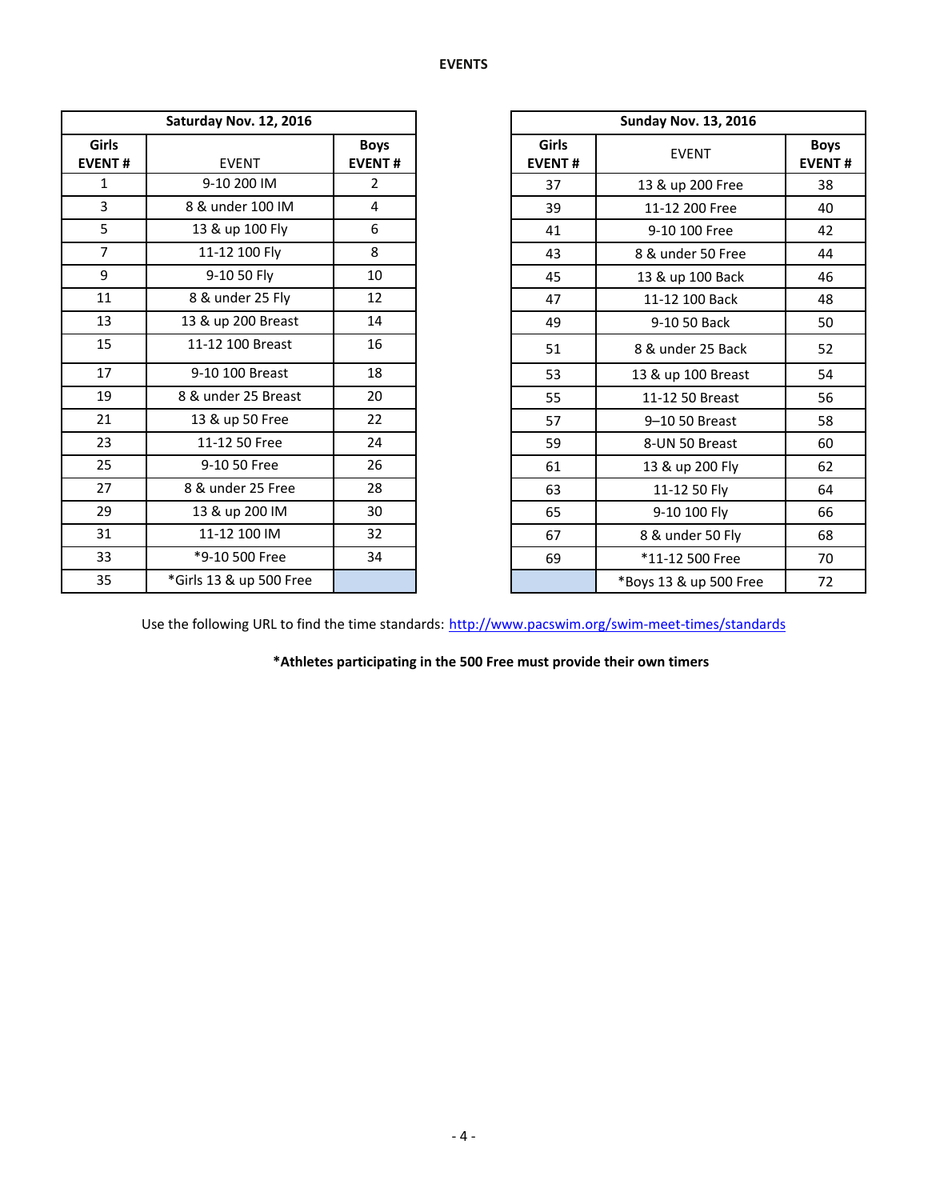# EVENTS

| Saturday Nov. 12, 2016 | | |
|---|---|---|
| **Girls EVENT #** | EVENT | **Boys EVENT #** |
| 1 | 9-10 200 IM | 2 |
| 3 | 8 & under 100 IM | 4 |
| 5 | 13 & up 100 Fly | 6 |
| 7 | 11-12 100 Fly | 8 |
| 9 | 9-10 50 Fly | 10 |
| 11 | 8 & under 25 Fly | 12 |
| 13 | 13 & up 200 Breast | 14 |
| 15 | 11-12 100 Breast | 16 |
| 17 | 9-10 100 Breast | 18 |
| 19 | 8 & under 25 Breast | 20 |
| 21 | 13 & up 50 Free | 22 |
| 23 | 11-12 50 Free | 24 |
| 25 | 9-10 50 Free | 26 |
| 27 | 8 & under 25 Free | 28 |
| 29 | 13 & up 200 IM | 30 |
| 31 | 11-12 100 IM | 32 |
| 33 | *9-10 500 Free | 34 |
| 35 | *Girls 13 & up 500 Free | |

| Sunday Nov. 13, 2016 | | |
|---|---|---|
| **Girls EVENT #** | EVENT | **Boys EVENT #** |
| 37 | 13 & up 200 Free | 38 |
| 39 | 11-12 200 Free | 40 |
| 41 | 9-10 100 Free | 42 |
| 43 | 8 & under 50 Free | 44 |
| 45 | 13 & up 100 Back | 46 |
| 47 | 11-12 100 Back | 48 |
| 49 | 9-10 50 Back | 50 |
| 51 | 8 & under 25 Back | 52 |
| 53 | 13 & up 100 Breast | 54 |
| 55 | 11-12 50 Breast | 56 |
| 57 | 9–10 50 Breast | 58 |
| 59 | 8-UN 50 Breast | 60 |
| 61 | 13 & up 200 Fly | 62 |
| 63 | 11-12 50 Fly | 64 |
| 65 | 9-10 100 Fly | 66 |
| 67 | 8 & under 50 Fly | 68 |
| 69 | *11-12 500 Free | 70 |
| | *Boys 13 & up 500 Free | 72 |

Use the following URL to find the time standards: [http://www.pacswim.org/swim-meet-times/standards](http://www.pacswim.org/swim-meet-times/standards)

**\*Athletes participating in the 500 Free must provide their own timers**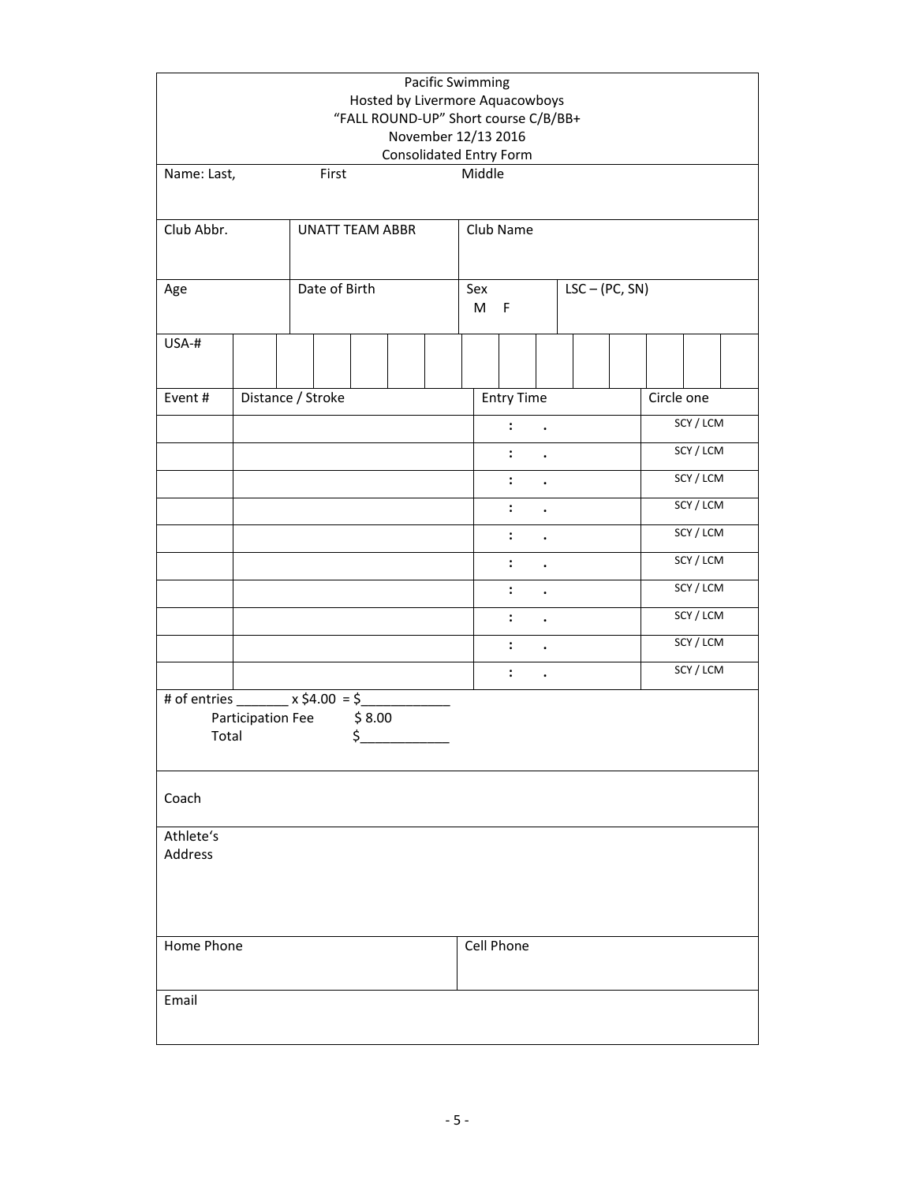Pacific Swimming
Hosted by Livermore Aquacowboys
"FALL ROUND-UP" Short course C/B/BB+
November 12/13 2016
Consolidated Entry Form

| | | | |
|---|---|---|---|
| Name: Last, | First | Middle | |
| Club Abbr. | UNATT TEAM ABBR | Club Name | |
| Age | Date of Birth | Sex<br>M F | LSC – (PC, SN) |

| | | | | | | | | | | | | | | | |
|---|---|---|---|---|---|---|---|---|---|---|---|---|---|---|---|
| USA-# | | | | | | | | | | | | | | | |

| Event # | Distance / Stroke | Entry Time | Circle one |
|---|---|---|---|
| | | : . | SCY / LCM |
| | | : . | SCY / LCM |
| | | : . | SCY / LCM |
| | | : . | SCY / LCM |
| | | : . | SCY / LCM |
| | | : . | SCY / LCM |
| | | : . | SCY / LCM |
| | | : . | SCY / LCM |
| | | : . | SCY / LCM |
| | | : . | SCY / LCM |

# of entries _______ x $4.00 = $____________
Participation Fee $ 8.00
Total $____________

| | |
|---|---|
| Coach | |
| Athlete's Address | |
| Home Phone | Cell Phone |
| Email | |